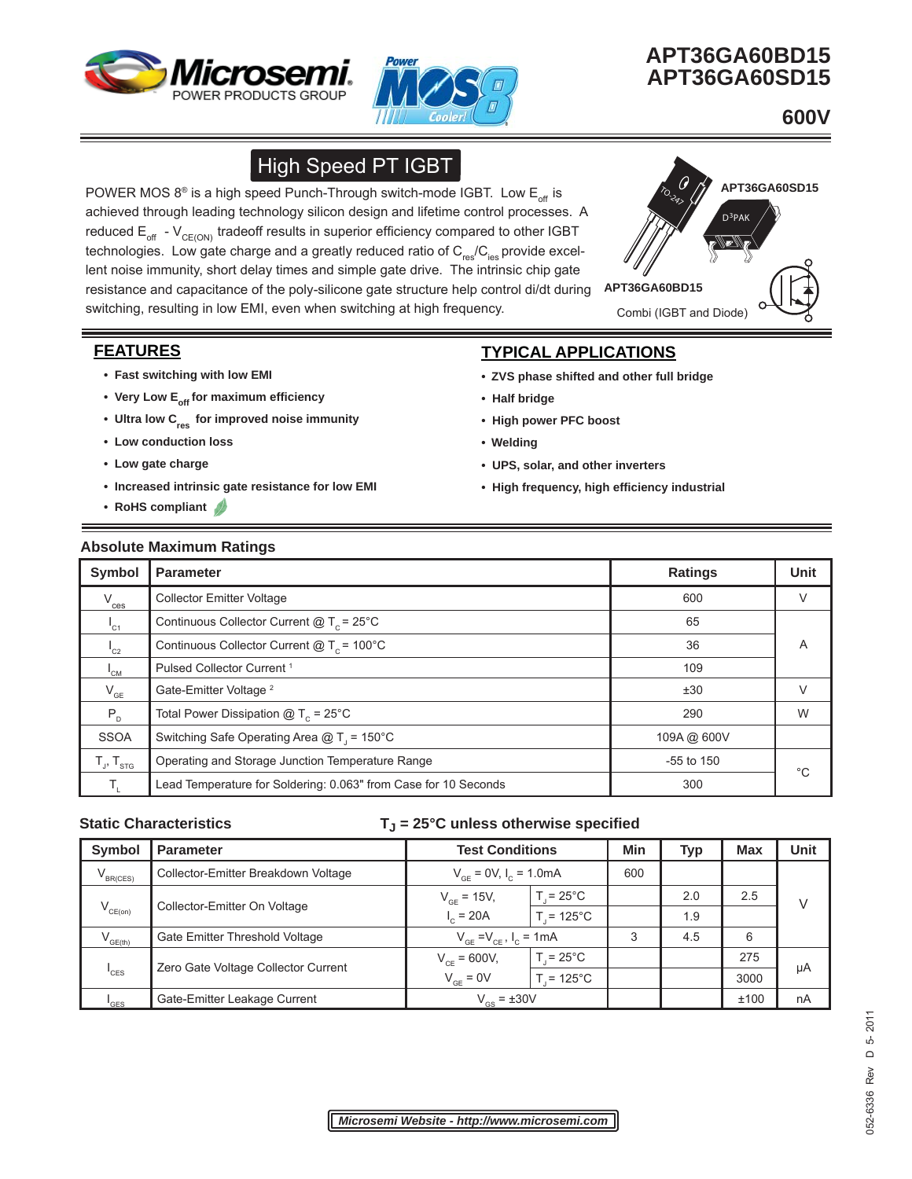# APT36GA60BD15
# APT36GA60SD15

**600V**

## High Speed PT IGBT

POWER MOS 8® is a high speed Punch-Through switch-mode IGBT. Low $E_{off}$ is achieved through leading technology silicon design and lifetime control processes. A reduced $E_{off}$ - $V_{CE(ON)}$ tradeoff results in superior efficiency compared to other IGBT technologies. Low gate charge and a greatly reduced ratio of $C_{res}/C_{ies}$ provide excellent noise immunity, short delay times and simple gate drive. The intrinsic chip gate resistance and capacitance of the poly-silicon gate structure help control di/dt during switching, resulting in low EMI, even when switching at high frequency.

APT36GA60SD15 — D³PAK

APT36GA60BD15 — TO-247

Combi (IGBT and Diode)

## FEATURES

- Fast switching with low EMI
- Very Low $E_{off}$ for maximum efficiency
- Ultra low $C_{res}$ for improved noise immunity
- Low conduction loss
- Low gate charge
- Increased intrinsic gate resistance for low EMI
- RoHS compliant

## TYPICAL APPLICATIONS

- ZVS phase shifted and other full bridge
- Half bridge
- High power PFC boost
- Welding
- UPS, solar, and other inverters
- High frequency, high efficiency industrial

### Absolute Maximum Ratings

| Symbol | Parameter | Ratings | Unit |
|---|---|---|---|
| $V_{ces}$ | Collector Emitter Voltage | 600 | V |
| $I_{C1}$ | Continuous Collector Current @ $T_C$ = 25°C | 65 | A |
| $I_{C2}$ | Continuous Collector Current @ $T_C$ = 100°C | 36 | A |
| $I_{CM}$ | Pulsed Collector Current [1] | 109 | A |
| $V_{GE}$ | Gate-Emitter Voltage [2] | ±30 | V |
| $P_D$ | Total Power Dissipation @ $T_C$ = 25°C | 290 | W |
| SSOA | Switching Safe Operating Area @ $T_J$ = 150°C | 109A @ 600V | |
| $T_J$, $T_{STG}$ | Operating and Storage Junction Temperature Range | -55 to 150 | °C |
| $T_L$ | Lead Temperature for Soldering: 0.063" from Case for 10 Seconds | 300 | °C |

### Static Characteristics — $T_J$ = 25°C unless otherwise specified

| Symbol | Parameter | Test Conditions | | Min | Typ | Max | Unit |
|---|---|---|---|---|---|---|---|
| $V_{BR(CES)}$ | Collector-Emitter Breakdown Voltage | $V_{GE}$ = 0V, $I_C$ = 1.0mA | | 600 | | | V |
| $V_{CE(on)}$ | Collector-Emitter On Voltage | $V_{GE}$ = 15V, | $T_J$ = 25°C | | 2.0 | 2.5 | V |
| | | $I_C$ = 20A | $T_J$ = 125°C | | 1.9 | | V |
| $V_{GE(th)}$ | Gate Emitter Threshold Voltage | $V_{GE}$ = $V_{CE}$, $I_C$ = 1mA | | 3 | 4.5 | 6 | V |
| $I_{CES}$ | Zero Gate Voltage Collector Current | $V_{CE}$ = 600V, | $T_J$ = 25°C | | | 275 | μA |
| | | $V_{GE}$ = 0V | $T_J$ = 125°C | | | 3000 | μA |
| $I_{GES}$ | Gate-Emitter Leakage Current | $V_{GS}$ = ±30V | | | | ±100 | nA |

*Microsemi Website - http://www.microsemi.com*

052-6336 Rev D 5-2011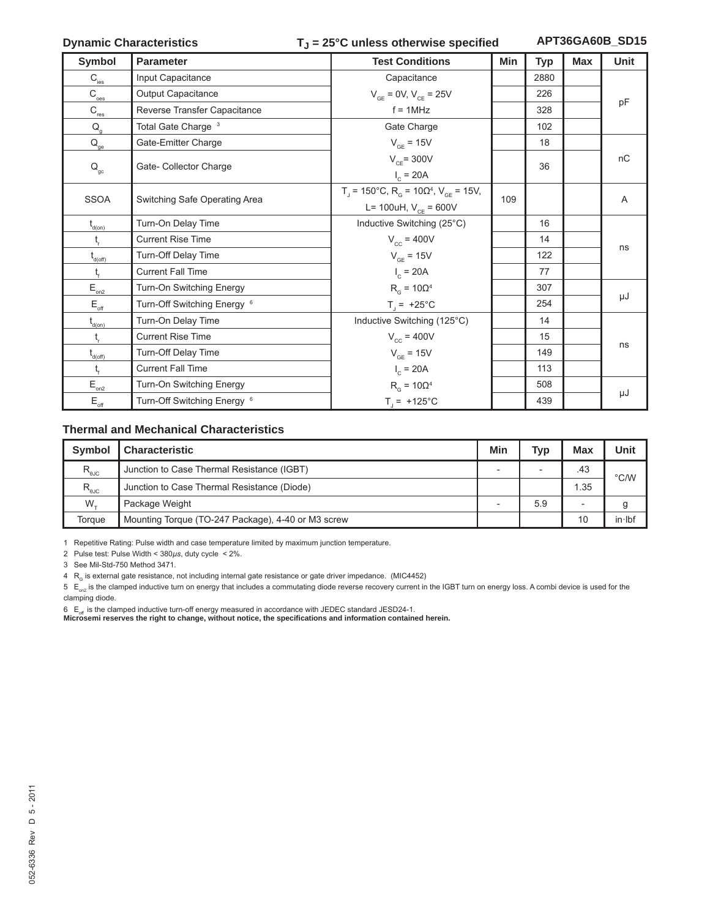## Dynamic Characteristics  $T_J$ = 25°C unless otherwise specified  APT36GA60B_SD15

| Symbol | Parameter | Test Conditions | Min | Typ | Max | Unit |
|---|---|---|---|---|---|---|
| $C_{ies}$ | Input Capacitance | Capacitance |  | 2880 |  | pF |
| $C_{oes}$ | Output Capacitance | $V_{GE}$ = 0V, $V_{CE}$ = 25V |  | 226 |  |  |
| $C_{res}$ | Reverse Transfer Capacitance | f = 1MHz |  | 328 |  |  |
| $Q_g$ | Total Gate Charge [3] | Gate Charge |  | 102 |  | nC |
| $Q_{ge}$ | Gate-Emitter Charge | $V_{GE}$ = 15V |  | 18 |  |  |
| $Q_{gc}$ | Gate- Collector Charge | $V_{CE}$= 300V, $I_C$ = 20A |  | 36 |  |  |
| SSOA | Switching Safe Operating Area | $T_J$ = 150°C, $R_G$ = 10Ω[4], $V_{GE}$ = 15V, L= 100uH, $V_{CE}$ = 600V | 109 |  |  | A |
| $t_{d(on)}$ | Turn-On Delay Time | Inductive Switching (25°C) |  | 16 |  | ns |
| $t_r$ | Current Rise Time | $V_{CC}$ = 400V |  | 14 |  |  |
| $t_{d(off)}$ | Turn-Off Delay Time | $V_{GE}$ = 15V |  | 122 |  |  |
| $t_f$ | Current Fall Time | $I_C$ = 20A |  | 77 |  |  |
| $E_{on2}$ | Turn-On Switching Energy | $R_G$ = 10Ω[4] |  | 307 |  | μJ |
| $E_{off}$ | Turn-Off Switching Energy [6] | $T_J$ = +25°C |  | 254 |  |  |
| $t_{d(on)}$ | Turn-On Delay Time | Inductive Switching (125°C) |  | 14 |  | ns |
| $t_r$ | Current Rise Time | $V_{CC}$ = 400V |  | 15 |  |  |
| $t_{d(off)}$ | Turn-Off Delay Time | $V_{GE}$ = 15V |  | 149 |  |  |
| $t_f$ | Current Fall Time | $I_C$ = 20A |  | 113 |  |  |
| $E_{on2}$ | Turn-On Switching Energy | $R_G$ = 10Ω[4] |  | 508 |  | μJ |
| $E_{off}$ | Turn-Off Switching Energy [6] | $T_J$ = +125°C |  | 439 |  |  |

## Thermal and Mechanical Characteristics

| Symbol | Characteristic | Min | Typ | Max | Unit |
|---|---|---|---|---|---|
| $R_{θJC}$ | Junction to Case Thermal Resistance (IGBT) | - | - | .43 | °C/W |
| $R_{θJC}$ | Junction to Case Thermal Resistance (Diode) |  |  | 1.35 |  |
| $W_T$ | Package Weight | - | 5.9 | - | g |
| Torque | Mounting Torque (TO-247 Package), 4-40 or M3 screw |  |  | 10 | in·lbf |

1 Repetitive Rating: Pulse width and case temperature limited by maximum junction temperature.

2 Pulse test: Pulse Width < 380μs, duty cycle < 2%.

3 See Mil-Std-750 Method 3471.

4 $R_G$ is external gate resistance, not including internal gate resistance or gate driver impedance. (MIC4452)

5 $E_{on2}$ is the clamped inductive turn on energy that includes a commutating diode reverse recovery current in the IGBT turn on energy loss. A combi device is used for the clamping diode.

6 $E_{off}$ is the clamped inductive turn-off energy measured in accordance with JEDEC standard JESD24-1.

**Microsemi reserves the right to change, without notice, the specifications and information contained herein.**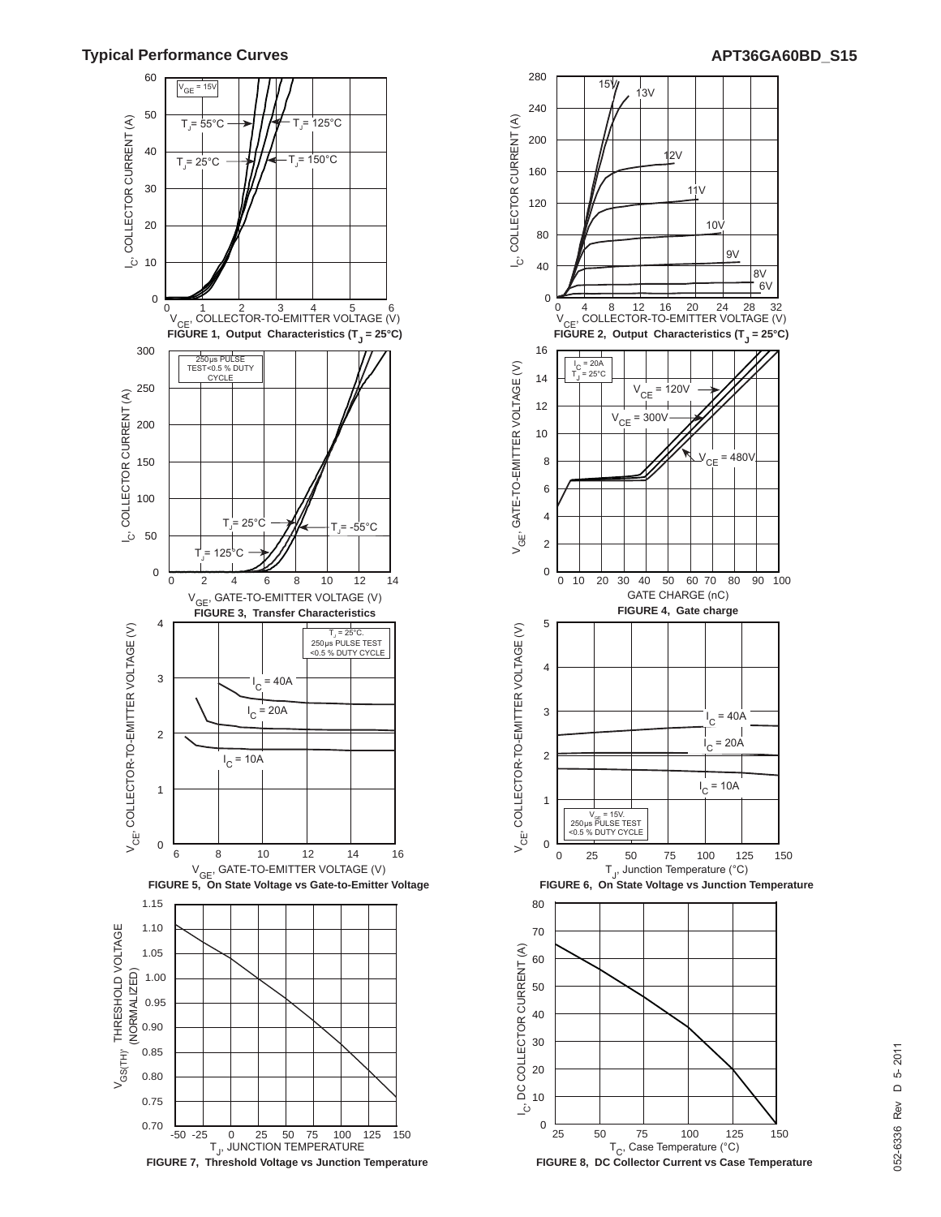## Typical Performance Curves

FIGURE 1, Output Characteristics ($T_J$ = 25°C)

FIGURE 2, Output Characteristics ($T_J$ = 25°C)

FIGURE 3, Transfer Characteristics

FIGURE 4, Gate charge

FIGURE 5, On State Voltage vs Gate-to-Emitter Voltage

FIGURE 6, On State Voltage vs Junction Temperature

FIGURE 7, Threshold Voltage vs Junction Temperature

FIGURE 8, DC Collector Current vs Case Temperature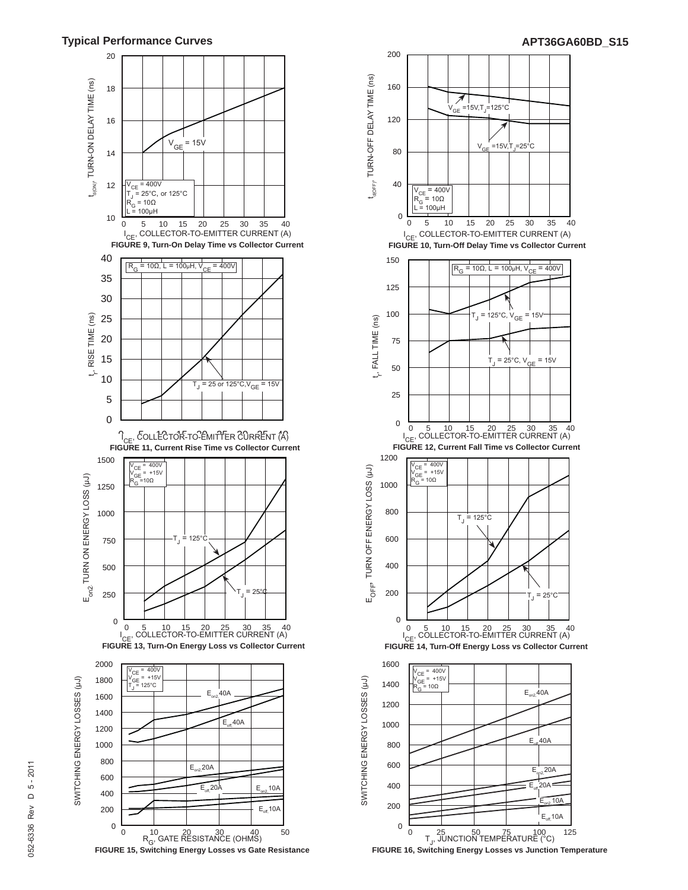## Typical Performance Curves

**FIGURE 9, Turn-On Delay Time vs Collector Current**

**FIGURE 10, Turn-Off Delay Time vs Collector Current**

**FIGURE 11, Current Rise Time vs Collector Current**

**FIGURE 12, Current Fall Time vs Collector Current**

**FIGURE 13, Turn-On Energy Loss vs Collector Current**

**FIGURE 14, Turn-Off Energy Loss vs Collector Current**

**FIGURE 15, Switching Energy Losses vs Gate Resistance**

**FIGURE 16, Switching Energy Losses vs Junction Temperature**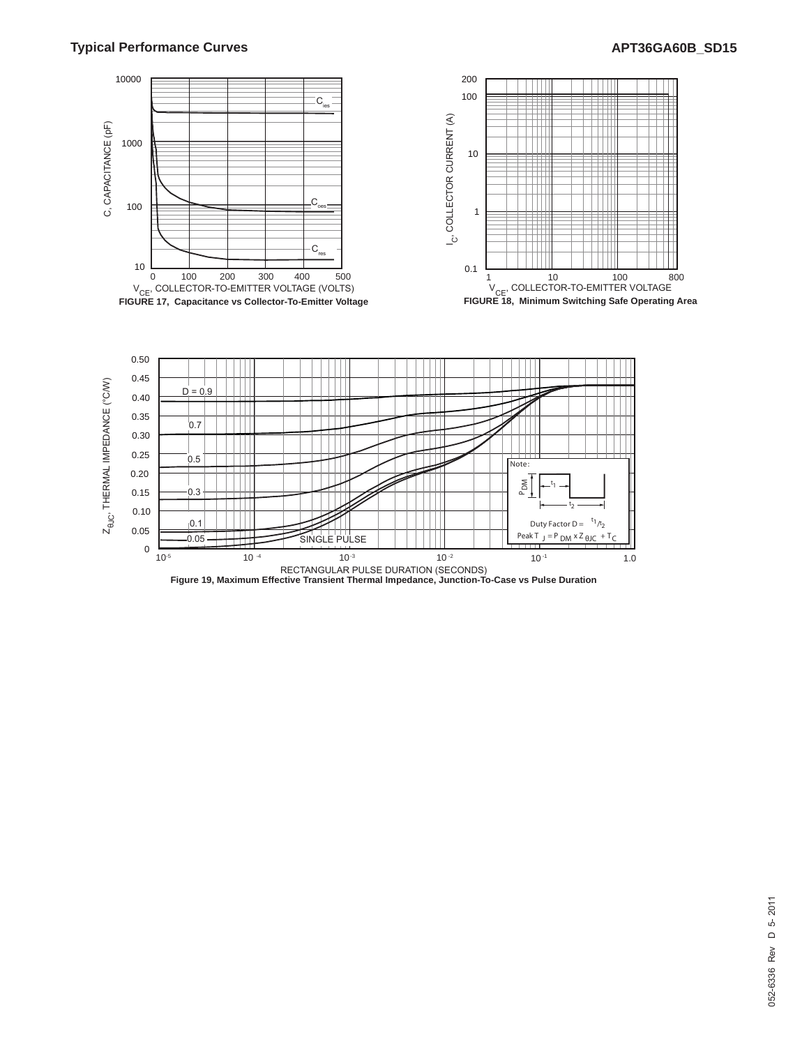**Typical Performance Curves**

**APT36GA60B_SD15**

**FIGURE 17, Capacitance vs Collector-To-Emitter Voltage**

**FIGURE 18, Minimum Switching Safe Operating Area**

**Figure 19, Maximum Effective Transient Thermal Impedance, Junction-To-Case vs Pulse Duration**

Note:

Duty Factor $D = t_1/t_2$

Peak $T_J = P_{DM} \times Z_{\theta JC} + T_C$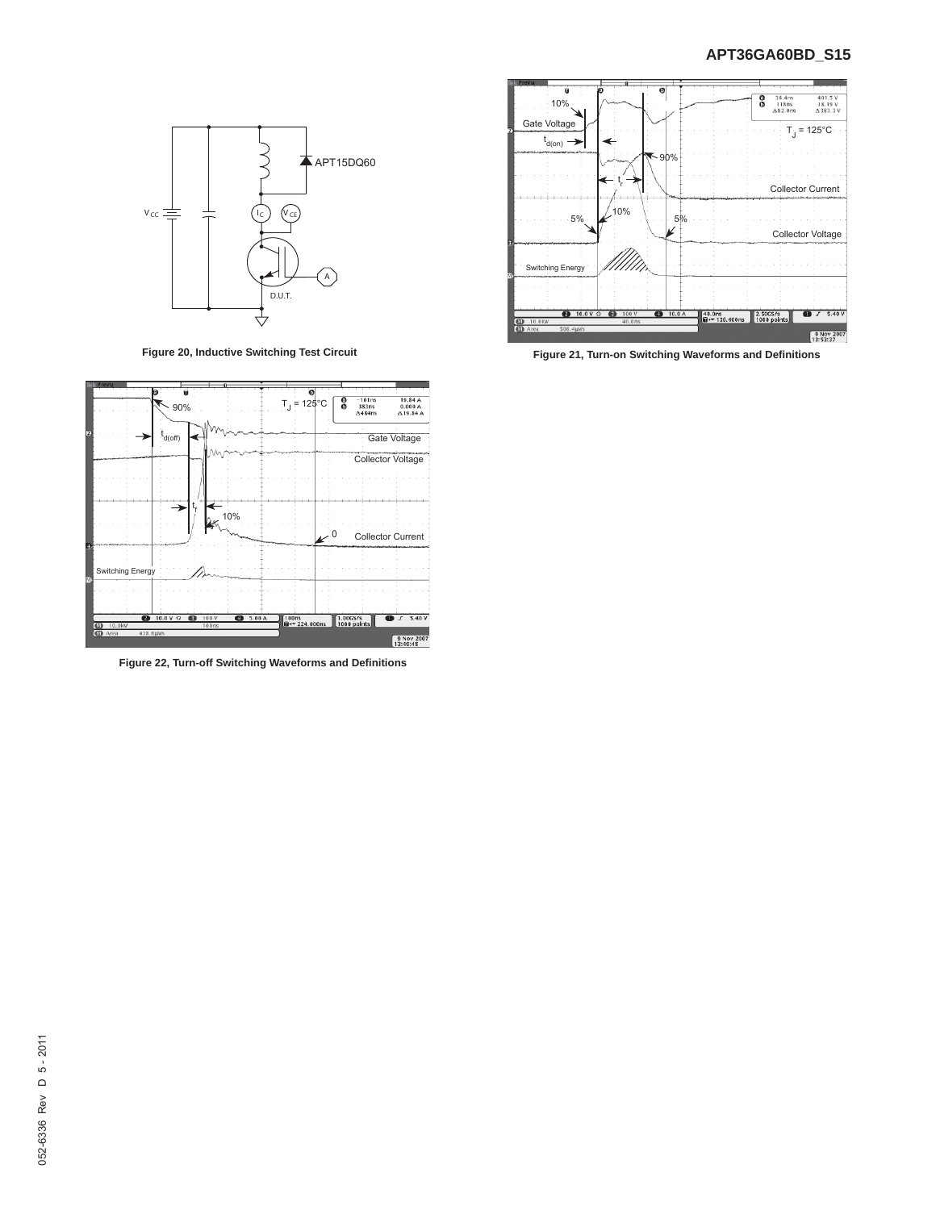Figure 20, Inductive Switching Test Circuit

Figure 21, Turn-on Switching Waveforms and Definitions

Figure 22, Turn-off Switching Waveforms and Definitions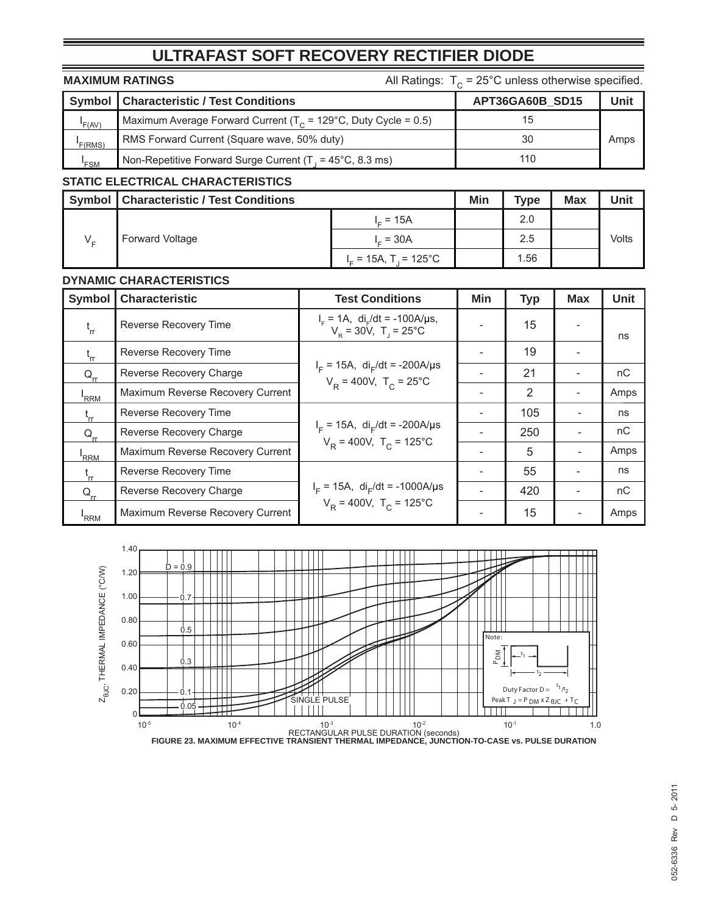# ULTRAFAST SOFT RECOVERY RECTIFIER DIODE

**MAXIMUM RATINGS** All Ratings: $T_C$ = 25°C unless otherwise specified.

| Symbol | Characteristic / Test Conditions | APT36GA60B_SD15 | Unit |
|---|---|---|---|
| $I_{F(AV)}$ | Maximum Average Forward Current ($T_C$ = 129°C, Duty Cycle = 0.5) | 15 | Amps |
| $I_{F(RMS)}$ | RMS Forward Current (Square wave, 50% duty) | 30 | Amps |
| $I_{FSM}$ | Non-Repetitive Forward Surge Current ($T_J$ = 45°C, 8.3 ms) | 110 | Amps |

**STATIC ELECTRICAL CHARACTERISTICS**

| Symbol | Characteristic / Test Conditions | | Min | Type | Max | Unit |
|---|---|---|---|---|---|---|
| $V_F$ | Forward Voltage | $I_F$ = 15A | | 2.0 | | Volts |
| | | $I_F$ = 30A | | 2.5 | | |
| | | $I_F$ = 15A, $T_J$ = 125°C | | 1.56 | | |

**DYNAMIC CHARACTERISTICS**

| Symbol | Characteristic | Test Conditions | Min | Typ | Max | Unit |
|---|---|---|---|---|---|---|
| $t_{rr}$ | Reverse Recovery Time | $I_F$ = 1A, $di_F/dt$ = -100A/µs, $V_R$ = 30V, $T_J$ = 25°C | - | 15 | - | ns |
| $t_{rr}$ | Reverse Recovery Time | $I_F$ = 15A, $di_F/dt$ = -200A/µs $V_R$ = 400V, $T_C$ = 25°C | - | 19 | - | ns |
| $Q_{rr}$ | Reverse Recovery Charge | | - | 21 | - | nC |
| $I_{RRM}$ | Maximum Reverse Recovery Current | | - | 2 | - | Amps |
| $t_{rr}$ | Reverse Recovery Time | $I_F$ = 15A, $di_F/dt$ = -200A/µs $V_R$ = 400V, $T_C$ = 125°C | - | 105 | - | ns |
| $Q_{rr}$ | Reverse Recovery Charge | | - | 250 | - | nC |
| $I_{RRM}$ | Maximum Reverse Recovery Current | | - | 5 | - | Amps |
| $t_{rr}$ | Reverse Recovery Time | $I_F$ = 15A, $di_F/dt$ = -1000A/µs $V_R$ = 400V, $T_C$ = 125°C | - | 55 | - | ns |
| $Q_{rr}$ | Reverse Recovery Charge | | - | 420 | - | nC |
| $I_{RRM}$ | Maximum Reverse Recovery Current | | - | 15 | - | Amps |

FIGURE 23. MAXIMUM EFFECTIVE TRANSIENT THERMAL IMPEDANCE, JUNCTION-TO-CASE vs. PULSE DURATION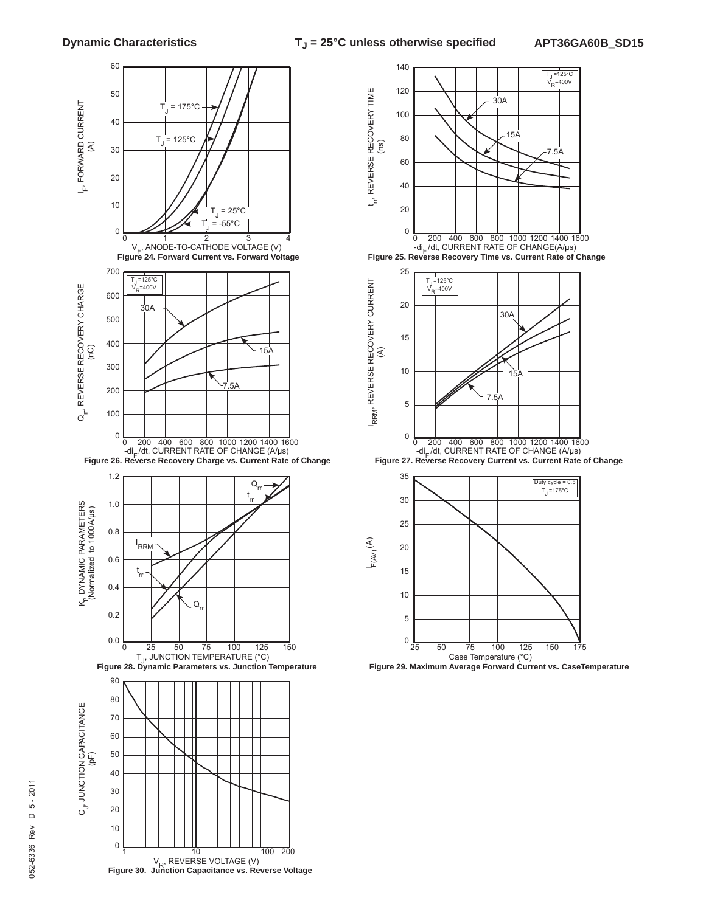## Dynamic Characteristics

$T_J$ = 25°C unless otherwise specified

Figure 24. Forward Current vs. Forward Voltage

Figure 25. Reverse Recovery Time vs. Current Rate of Change

Figure 26. Reverse Recovery Charge vs. Current Rate of Change

Figure 27. Reverse Recovery Current vs. Current Rate of Change

Figure 28. Dynamic Parameters vs. Junction Temperature

Figure 29. Maximum Average Forward Current vs. CaseTemperature

Figure 30. Junction Capacitance vs. Reverse Voltage

052-6336 Rev D 5 - 2011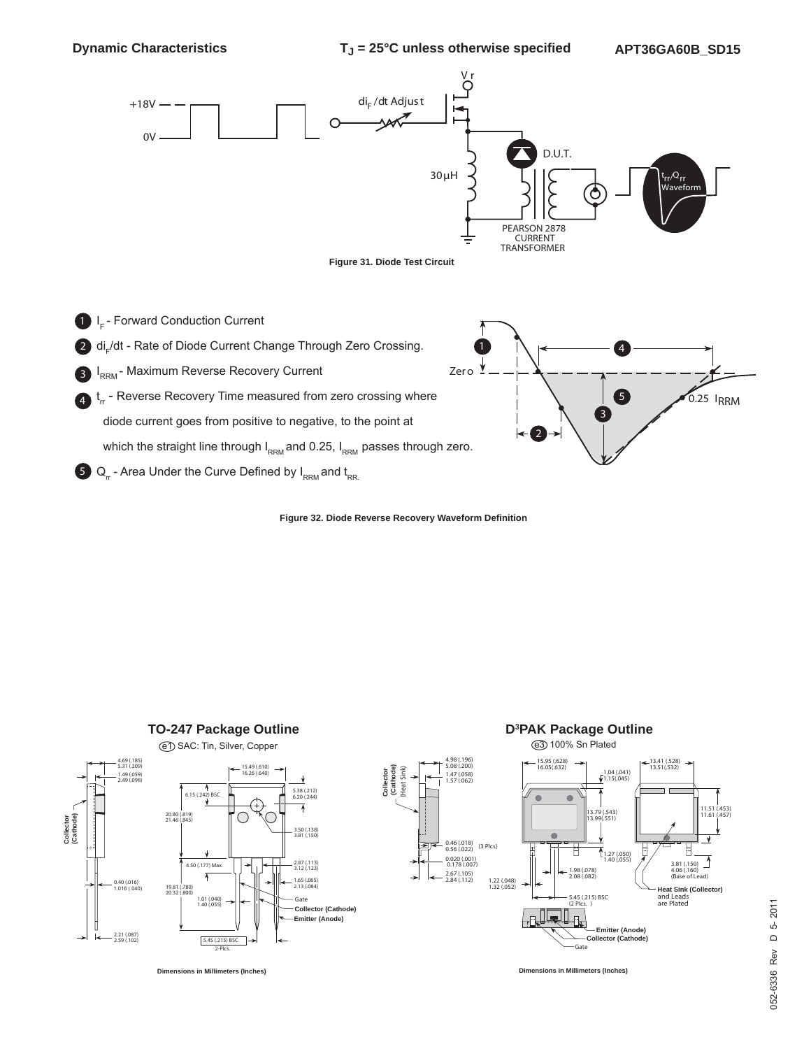## Dynamic Characteristics

$T_J$ = 25°C unless otherwise specified

+18V
0V
$di_F$ /dt Adjust
V r
D.U.T.
30μH
PEARSON 2878 CURRENT TRANSFORMER
$t_{rr}/Q_{rr}$ Waveform

Figure 31. Diode Test Circuit

1. $I_F$ - Forward Conduction Current
2. $di_F/dt$ - Rate of Diode Current Change Through Zero Crossing.
3. $I_{RRM}$ - Maximum Reverse Recovery Current
4. $t_{rr}$ - Reverse Recovery Time measured from zero crossing where diode current goes from positive to negative, to the point at which the straight line through $I_{RRM}$ and 0.25, $I_{RRM}$ passes through zero.
5. $Q_{rr}$ - Area Under the Curve Defined by $I_{RRM}$ and $t_{RR.}$

Zero
0.25 $I_{RRM}$

Figure 32. Diode Reverse Recovery Waveform Definition

## TO-247 Package Outline

(e1) SAC: Tin, Silver, Copper

4.69 (.185)
5.31 (.209)
1.49 (.059)
2.49 (.098)
15.49 (.610)
16.26 (.640)
5.38 (.212)
6.20 (.244)
6.15 (.242) BSC
20.80 (.819)
21.46 (.845)
3.50 (.138)
3.81 (.150)
4.50 (.177) Max.
2.87 (.113)
3.12 (.123)
1.65 (.065)
2.13 (.084)
0.40 (.016)
1.016 (.040)
19.81 (.780)
20.32 (.800)
1.01 (.040)
1.40 (.055)
2.21 (.087)
2.59 (.102)
5.45 (.215) BSC
2-Plcs.
Collector (Cathode)
Gate
Collector (Cathode)
Emitter (Anode)

Dimensions in Millimeters (Inches)

## D³PAK Package Outline

(e3) 100% Sn Plated

4.98 (.196)
5.08 (.200)
1.47 (.058)
1.57 (.062)
15.95 (.628)
16.05(.632)
1.04 (.041)
1.15(.045)
13.41 (.528)
13.51(.532)
Collector (Cathode) (Heat Sink)
13.79 (.543)
13.99(.551)
11.51 (.453)
11.61 (.457)
0.46 (.018)
0.56 (.022)
(3 Plcs)
0.020 (.001)
0.178 (.007)
2.67 (.105)
2.84 (.112)
1.22 (.048)
1.32 (.052)
1.27 (.050)
1.40 (.055)
1.98 (.078)
2.08 (.082)
3.81 (.150)
4.06 (.160)
(Base of Lead)
5.45 (.215) BSC
(2 Plcs. )
Heat Sink (Collector) and Leads are Plated
Emitter (Anode)
Collector (Cathode)
Gate

Dimensions in Millimeters (Inches)

052-6336 Rev D 5- 2011